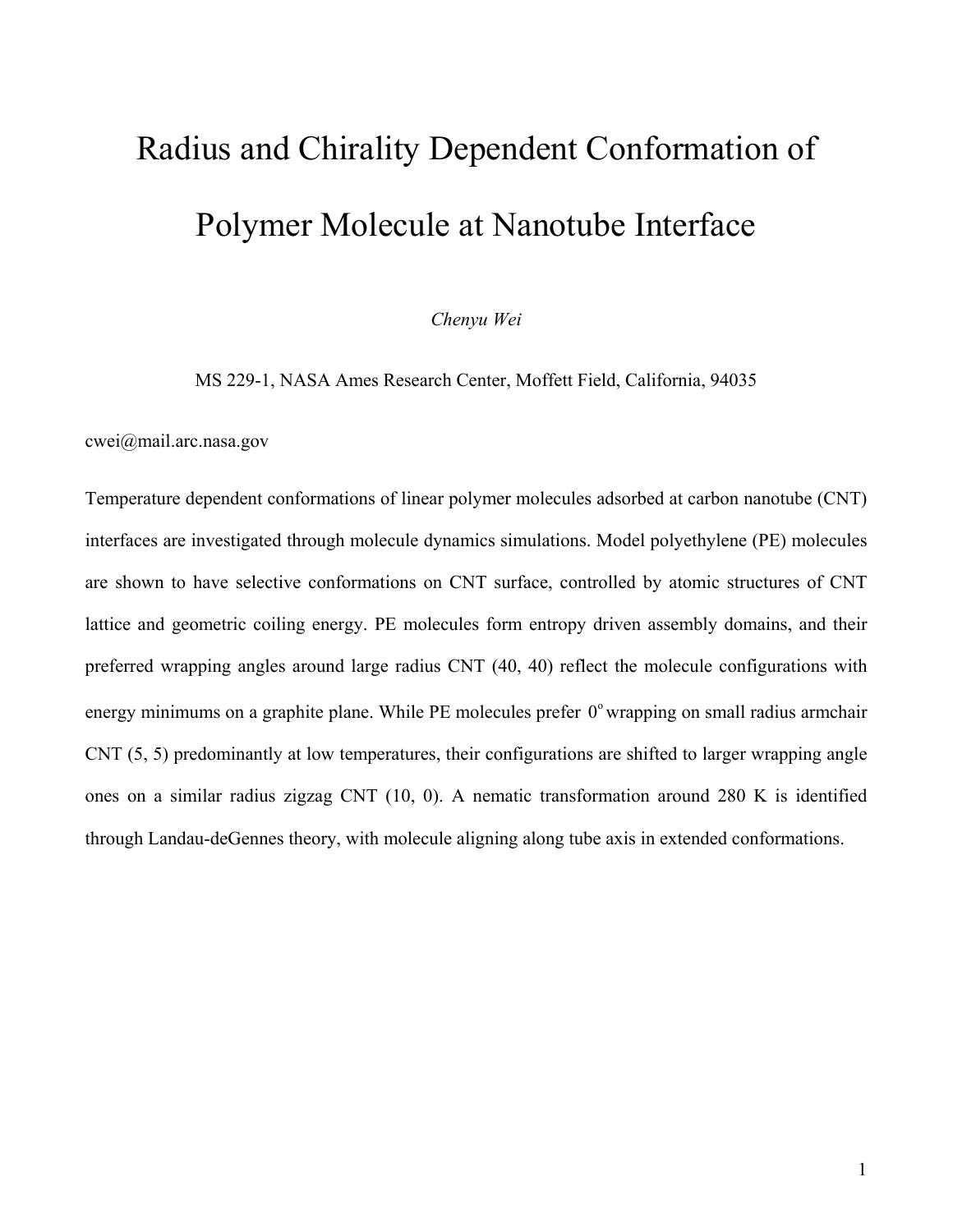# Radius and Chirality Dependent Conformation of Polymer Molecule at Nanotube Interface

*Chenyu Wei*

MS 229-1, NASA Ames Research Center, Moffett Field, California, 94035

cwei@mail.arc.nasa.gov

Temperature dependent conformations of linear polymer molecules adsorbed at carbon nanotube (CNT) interfaces are investigated through molecule dynamics simulations. Model polyethylene (PE) molecules are shown to have selective conformations on CNT surface, controlled by atomic structures of CNT lattice and geometric coiling energy. PE molecules form entropy driven assembly domains, and their preferred wrapping angles around large radius CNT (40, 40) reflect the molecule configurations with energy minimums on a graphite plane. While PE molecules prefer $0^{o}$ wrapping on small radius armchair CNT (5, 5) predominantly at low temperatures, their configurations are shifted to larger wrapping angle ones on a similar radius zigzag CNT (10, 0). A nematic transformation around 280 K is identified through Landau-deGennes theory, with molecule aligning along tube axis in extended conformations.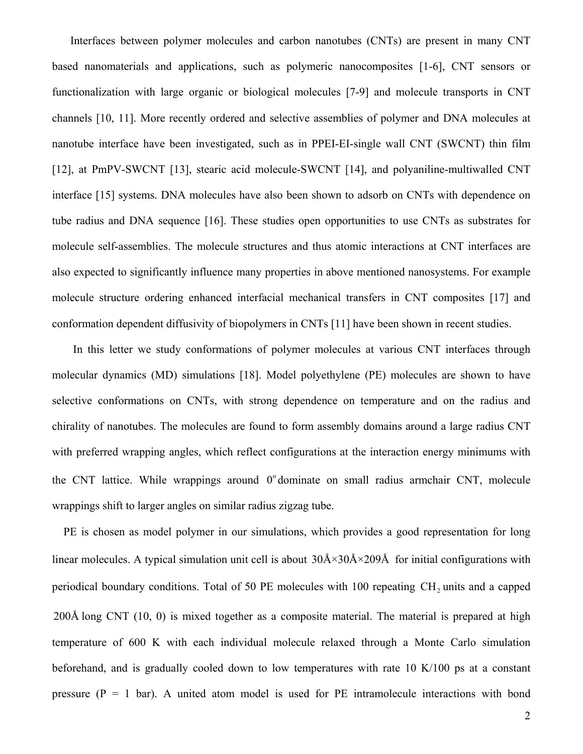Interfaces between polymer molecules and carbon nanotubes (CNTs) are present in many CNT based nanomaterials and applications, such as polymeric nanocomposites [1-6], CNT sensors or functionalization with large organic or biological molecules [7-9] and molecule transports in CNT channels [10, 11]. More recently ordered and selective assemblies of polymer and DNA molecules at nanotube interface have been investigated, such as in PPEI-EI-single wall CNT (SWCNT) thin film [12], at PmPV-SWCNT [13], stearic acid molecule-SWCNT [14], and polyaniline-multiwalled CNT interface [15] systems. DNA molecules have also been shown to adsorb on CNTs with dependence on tube radius and DNA sequence [16]. These studies open opportunities to use CNTs as substrates for molecule self-assemblies. The molecule structures and thus atomic interactions at CNT interfaces are also expected to significantly influence many properties in above mentioned nanosystems. For example molecule structure ordering enhanced interfacial mechanical transfers in CNT composites [17] and conformation dependent diffusivity of biopolymers in CNTs [11] have been shown in recent studies.

In this letter we study conformations of polymer molecules at various CNT interfaces through molecular dynamics (MD) simulations [18]. Model polyethylene (PE) molecules are shown to have selective conformations on CNTs, with strong dependence on temperature and on the radius and chirality of nanotubes. The molecules are found to form assembly domains around a large radius CNT with preferred wrapping angles, which reflect configurations at the interaction energy minimums with the CNT lattice. While wrappings around $0^{\circ}$ dominate on small radius armchair CNT, molecule wrappings shift to larger angles on similar radius zigzag tube.

PE is chosen as model polymer in our simulations, which provides a good representation for long linear molecules. A typical simulation unit cell is about $30\text{Å}\times30\text{Å}\times209\text{Å}$ for initial configurations with periodical boundary conditions. Total of 50 PE molecules with 100 repeating $CH_2$ units and a capped $200\text{Å}$ long CNT (10, 0) is mixed together as a composite material. The material is prepared at high temperature of 600 K with each individual molecule relaxed through a Monte Carlo simulation beforehand, and is gradually cooled down to low temperatures with rate 10 K/100 ps at a constant pressure (P = 1 bar). A united atom model is used for PE intramolecule interactions with bond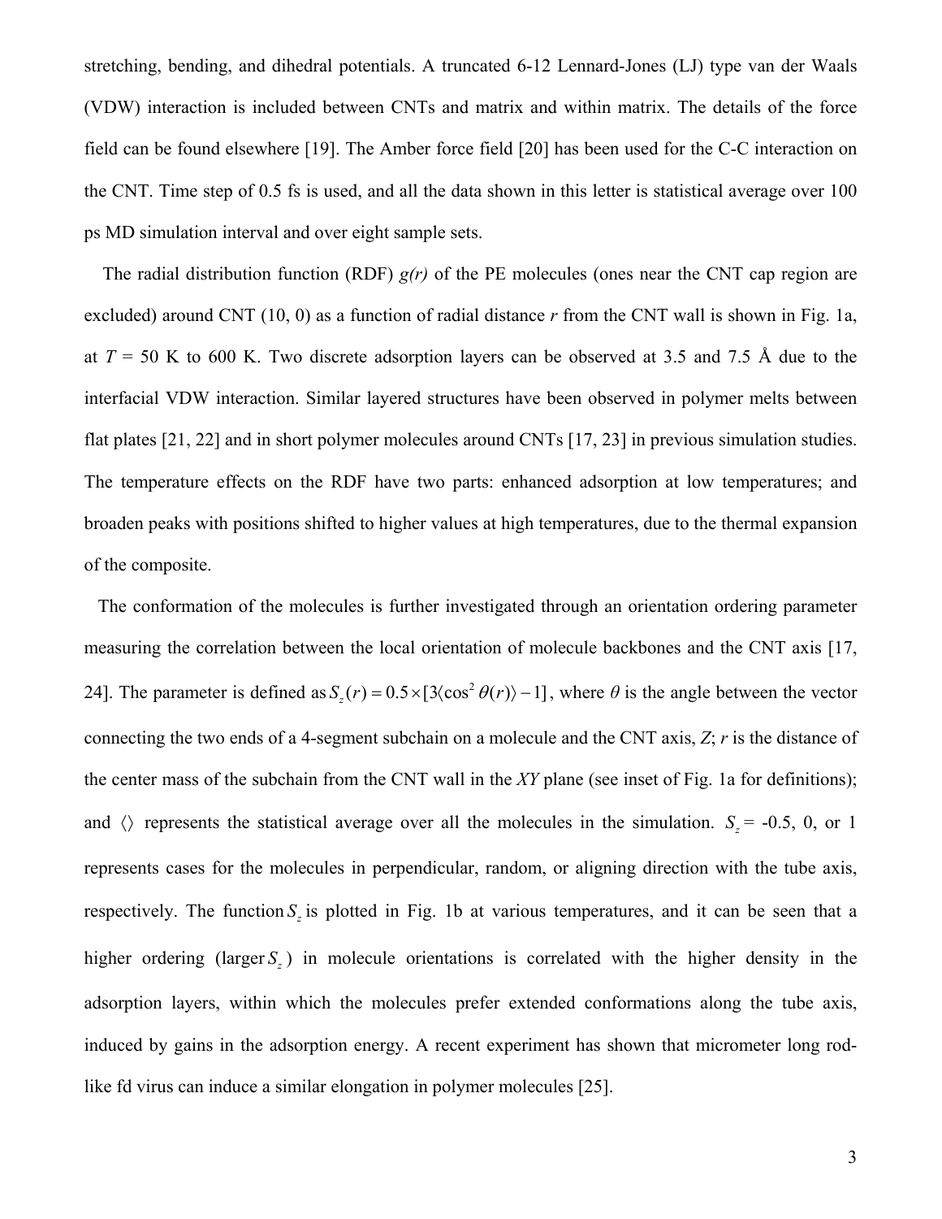stretching, bending, and dihedral potentials. A truncated 6-12 Lennard-Jones (LJ) type van der Waals (VDW) interaction is included between CNTs and matrix and within matrix. The details of the force field can be found elsewhere [19]. The Amber force field [20] has been used for the C-C interaction on the CNT. Time step of 0.5 fs is used, and all the data shown in this letter is statistical average over 100 ps MD simulation interval and over eight sample sets.

The radial distribution function (RDF) *g(r)* of the PE molecules (ones near the CNT cap region are excluded) around CNT (10, 0) as a function of radial distance *r* from the CNT wall is shown in Fig. 1a, at *T* = 50 K to 600 K. Two discrete adsorption layers can be observed at 3.5 and 7.5 Å due to the interfacial VDW interaction. Similar layered structures have been observed in polymer melts between flat plates [21, 22] and in short polymer molecules around CNTs [17, 23] in previous simulation studies. The temperature effects on the RDF have two parts: enhanced adsorption at low temperatures; and broaden peaks with positions shifted to higher values at high temperatures, due to the thermal expansion of the composite.

The conformation of the molecules is further investigated through an orientation ordering parameter measuring the correlation between the local orientation of molecule backbones and the CNT axis [17, 24]. The parameter is defined as $S_z(r) = 0.5 \times [3\langle \cos^2 \theta(r) \rangle - 1]$, where $\theta$ is the angle between the vector connecting the two ends of a 4-segment subchain on a molecule and the CNT axis, *Z*; *r* is the distance of the center mass of the subchain from the CNT wall in the *XY* plane (see inset of Fig. 1a for definitions); and $\langle \rangle$ represents the statistical average over all the molecules in the simulation. $S_z$ = -0.5, 0, or 1 represents cases for the molecules in perpendicular, random, or aligning direction with the tube axis, respectively. The function $S_z$ is plotted in Fig. 1b at various temperatures, and it can be seen that a higher ordering (larger $S_z$) in molecule orientations is correlated with the higher density in the adsorption layers, within which the molecules prefer extended conformations along the tube axis, induced by gains in the adsorption energy. A recent experiment has shown that micrometer long rod-like fd virus can induce a similar elongation in polymer molecules [25].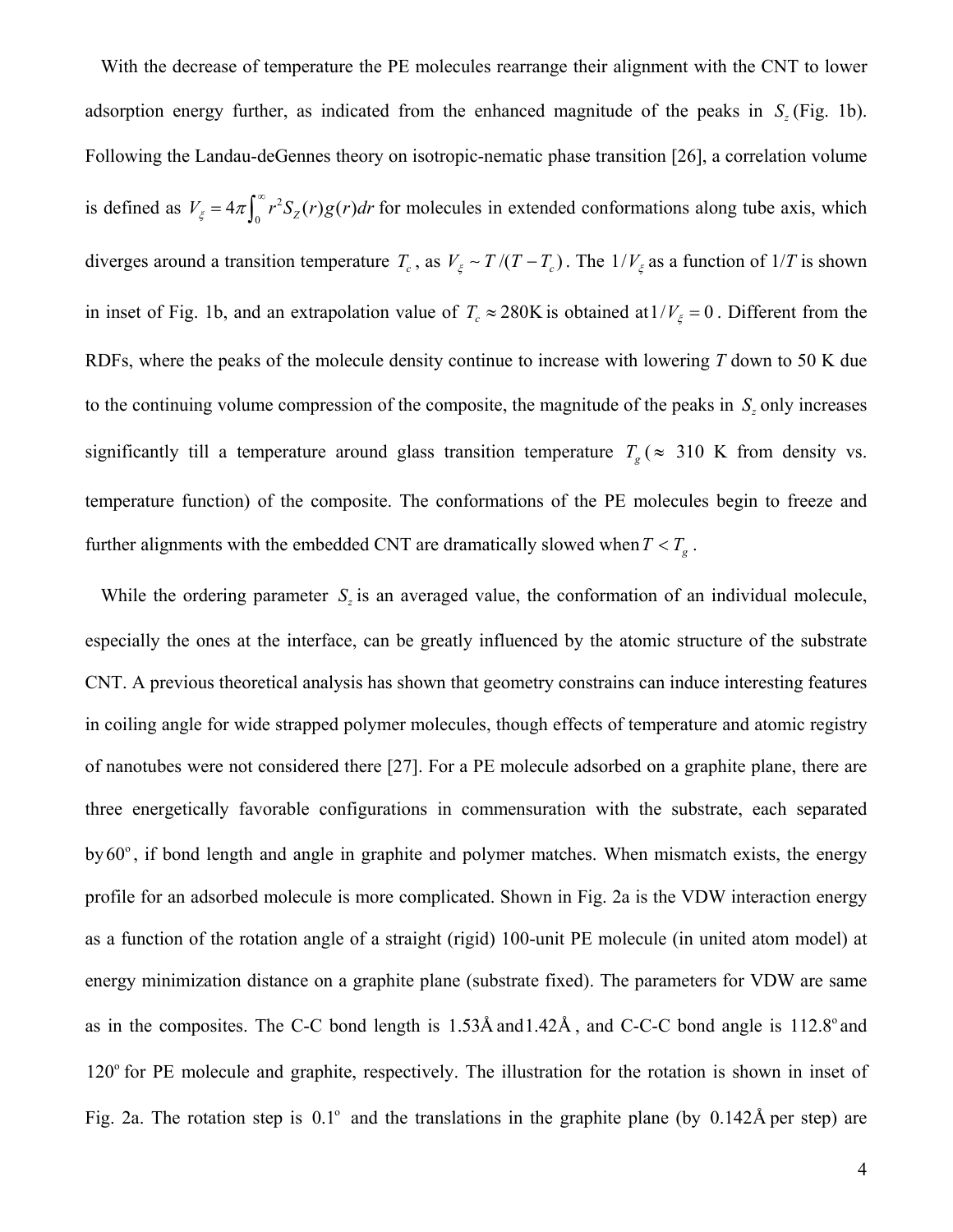With the decrease of temperature the PE molecules rearrange their alignment with the CNT to lower adsorption energy further, as indicated from the enhanced magnitude of the peaks in $S_z$ (Fig. 1b). Following the Landau-deGennes theory on isotropic-nematic phase transition [26], a correlation volume is defined as $V_\xi = 4\pi\int_0^\infty r^2 S_Z(r)g(r)dr$ for molecules in extended conformations along tube axis, which diverges around a transition temperature $T_c$, as $V_\xi \sim T/(T-T_c)$. The $1/V_\xi$ as a function of $1/T$ is shown in inset of Fig. 1b, and an extrapolation value of $T_c \approx 280\text{K}$ is obtained at $1/V_\xi = 0$. Different from the RDFs, where the peaks of the molecule density continue to increase with lowering *T* down to 50 K due to the continuing volume compression of the composite, the magnitude of the peaks in $S_z$ only increases significantly till a temperature around glass transition temperature $T_g$ ($\approx$ 310 K from density vs. temperature function) of the composite. The conformations of the PE molecules begin to freeze and further alignments with the embedded CNT are dramatically slowed when $T < T_g$.

While the ordering parameter $S_z$ is an averaged value, the conformation of an individual molecule, especially the ones at the interface, can be greatly influenced by the atomic structure of the substrate CNT. A previous theoretical analysis has shown that geometry constrains can induce interesting features in coiling angle for wide strapped polymer molecules, though effects of temperature and atomic registry of nanotubes were not considered there [27]. For a PE molecule adsorbed on a graphite plane, there are three energetically favorable configurations in commensuration with the substrate, each separated by $60^\circ$, if bond length and angle in graphite and polymer matches. When mismatch exists, the energy profile for an adsorbed molecule is more complicated. Shown in Fig. 2a is the VDW interaction energy as a function of the rotation angle of a straight (rigid) 100-unit PE molecule (in united atom model) at energy minimization distance on a graphite plane (substrate fixed). The parameters for VDW are same as in the composites. The C-C bond length is $1.53\text{Å}$ and $1.42\text{Å}$, and C-C-C bond angle is $112.8^\circ$ and $120^\circ$ for PE molecule and graphite, respectively. The illustration for the rotation is shown in inset of Fig. 2a. The rotation step is $0.1^\circ$ and the translations in the graphite plane (by $0.142\text{Å}$ per step) are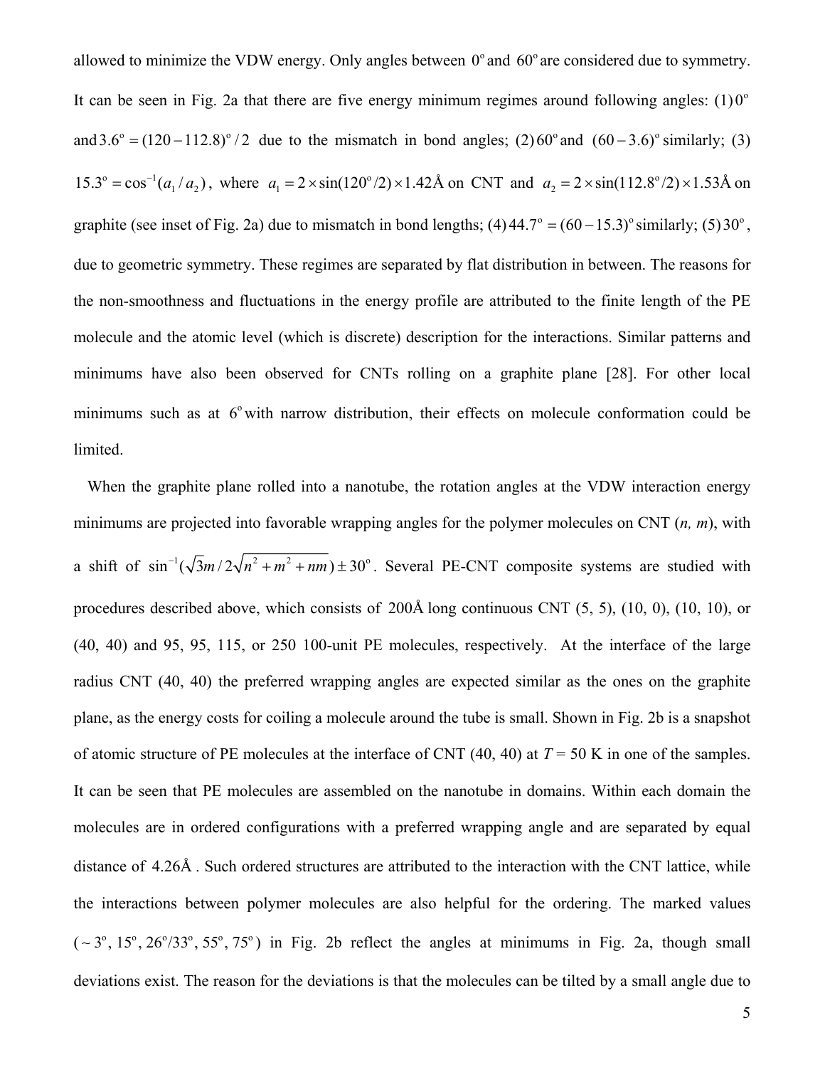allowed to minimize the VDW energy. Only angles between $0^{\circ}$ and $60^{\circ}$ are considered due to symmetry. It can be seen in Fig. 2a that there are five energy minimum regimes around following angles: (1) $0^{\circ}$ and $3.6^{\circ} = (120-112.8)^{\circ}/2$ due to the mismatch in bond angles; (2) $60^{\circ}$ and $(60-3.6)^{\circ}$ similarly; (3) $15.3^{\circ} = \cos^{-1}(a_1/a_2)$, where $a_1 = 2\times\sin(120^{\circ}/2)\times 1.42\text{Å}$ on CNT and $a_2 = 2\times\sin(112.8^{\circ}/2)\times 1.53\text{Å}$ on graphite (see inset of Fig. 2a) due to mismatch in bond lengths; (4) $44.7^{\circ} = (60-15.3)^{\circ}$ similarly; (5) $30^{\circ}$, due to geometric symmetry. These regimes are separated by flat distribution in between. The reasons for the non-smoothness and fluctuations in the energy profile are attributed to the finite length of the PE molecule and the atomic level (which is discrete) description for the interactions. Similar patterns and minimums have also been observed for CNTs rolling on a graphite plane [28]. For other local minimums such as at $6^{\circ}$ with narrow distribution, their effects on molecule conformation could be limited.

When the graphite plane rolled into a nanotube, the rotation angles at the VDW interaction energy minimums are projected into favorable wrapping angles for the polymer molecules on CNT (*n, m*), with a shift of $\sin^{-1}(\sqrt{3}m/2\sqrt{n^2+m^2+nm})\pm 30^{\circ}$. Several PE-CNT composite systems are studied with procedures described above, which consists of 200Å long continuous CNT (5, 5), (10, 0), (10, 10), or (40, 40) and 95, 95, 115, or 250 100-unit PE molecules, respectively. At the interface of the large radius CNT (40, 40) the preferred wrapping angles are expected similar as the ones on the graphite plane, as the energy costs for coiling a molecule around the tube is small. Shown in Fig. 2b is a snapshot of atomic structure of PE molecules at the interface of CNT (40, 40) at $T$ = 50 K in one of the samples. It can be seen that PE molecules are assembled on the nanotube in domains. Within each domain the molecules are in ordered configurations with a preferred wrapping angle and are separated by equal distance of 4.26Å. Such ordered structures are attributed to the interaction with the CNT lattice, while the interactions between polymer molecules are also helpful for the ordering. The marked values ($\sim 3^{\circ}$, $15^{\circ}$, $26^{\circ}/33^{\circ}$, $55^{\circ}$, $75^{\circ}$) in Fig. 2b reflect the angles at minimums in Fig. 2a, though small deviations exist. The reason for the deviations is that the molecules can be tilted by a small angle due to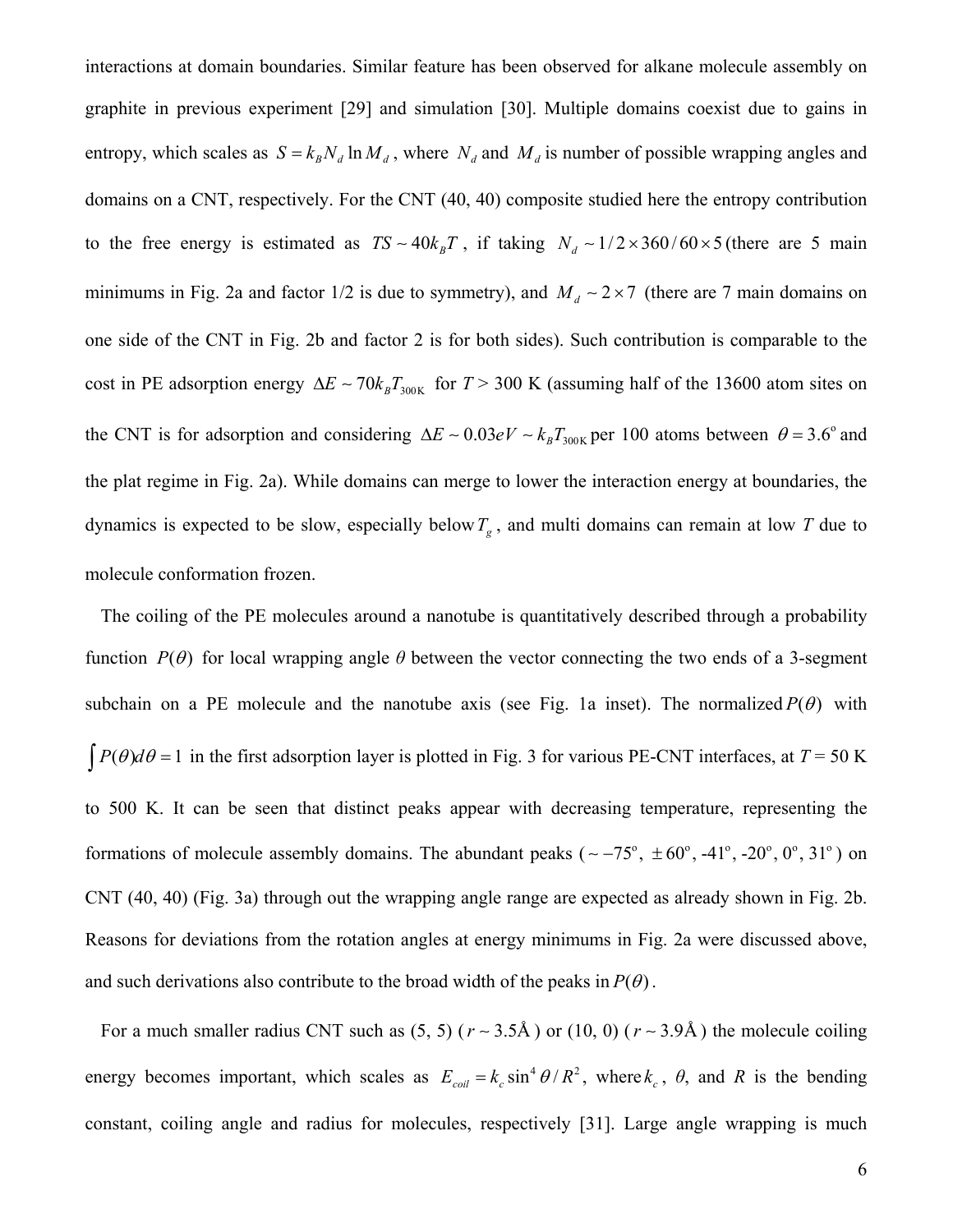interactions at domain boundaries. Similar feature has been observed for alkane molecule assembly on graphite in previous experiment [29] and simulation [30]. Multiple domains coexist due to gains in entropy, which scales as $S = k_B N_d \ln M_d$, where $N_d$ and $M_d$ is number of possible wrapping angles and domains on a CNT, respectively. For the CNT (40, 40) composite studied here the entropy contribution to the free energy is estimated as $TS \sim 40 k_B T$, if taking $N_d \sim 1/2 \times 360/60 \times 5$ (there are 5 main minimums in Fig. 2a and factor 1/2 is due to symmetry), and $M_d \sim 2 \times 7$ (there are 7 main domains on one side of the CNT in Fig. 2b and factor 2 is for both sides). Such contribution is comparable to the cost in PE adsorption energy $\Delta E \sim 70 k_B T_{300\text{K}}$ for $T$ > 300 K (assuming half of the 13600 atom sites on the CNT is for adsorption and considering $\Delta E \sim 0.03eV \sim k_B T_{300\text{K}}$ per 100 atoms between $\theta = 3.6^{\circ}$ and the plat regime in Fig. 2a). While domains can merge to lower the interaction energy at boundaries, the dynamics is expected to be slow, especially below $T_g$, and multi domains can remain at low $T$ due to molecule conformation frozen.

The coiling of the PE molecules around a nanotube is quantitatively described through a probability function $P(\theta)$ for local wrapping angle $\theta$ between the vector connecting the two ends of a 3-segment subchain on a PE molecule and the nanotube axis (see Fig. 1a inset). The normalized $P(\theta)$ with $\int P(\theta) d\theta = 1$ in the first adsorption layer is plotted in Fig. 3 for various PE-CNT interfaces, at $T$ = 50 K to 500 K. It can be seen that distinct peaks appear with decreasing temperature, representing the formations of molecule assembly domains. The abundant peaks ($\sim -75^{\circ}$, $\pm 60^{\circ}$, -41$^{\circ}$, -20$^{\circ}$, 0$^{\circ}$, 31$^{\circ}$) on CNT (40, 40) (Fig. 3a) through out the wrapping angle range are expected as already shown in Fig. 2b. Reasons for deviations from the rotation angles at energy minimums in Fig. 2a were discussed above, and such derivations also contribute to the broad width of the peaks in $P(\theta)$.

For a much smaller radius CNT such as (5, 5) ($r \sim 3.5$Å) or (10, 0) ($r \sim 3.9$Å) the molecule coiling energy becomes important, which scales as $E_{coil} = k_c \sin^4 \theta / R^2$, where $k_c$, $\theta$, and $R$ is the bending constant, coiling angle and radius for molecules, respectively [31]. Large angle wrapping is much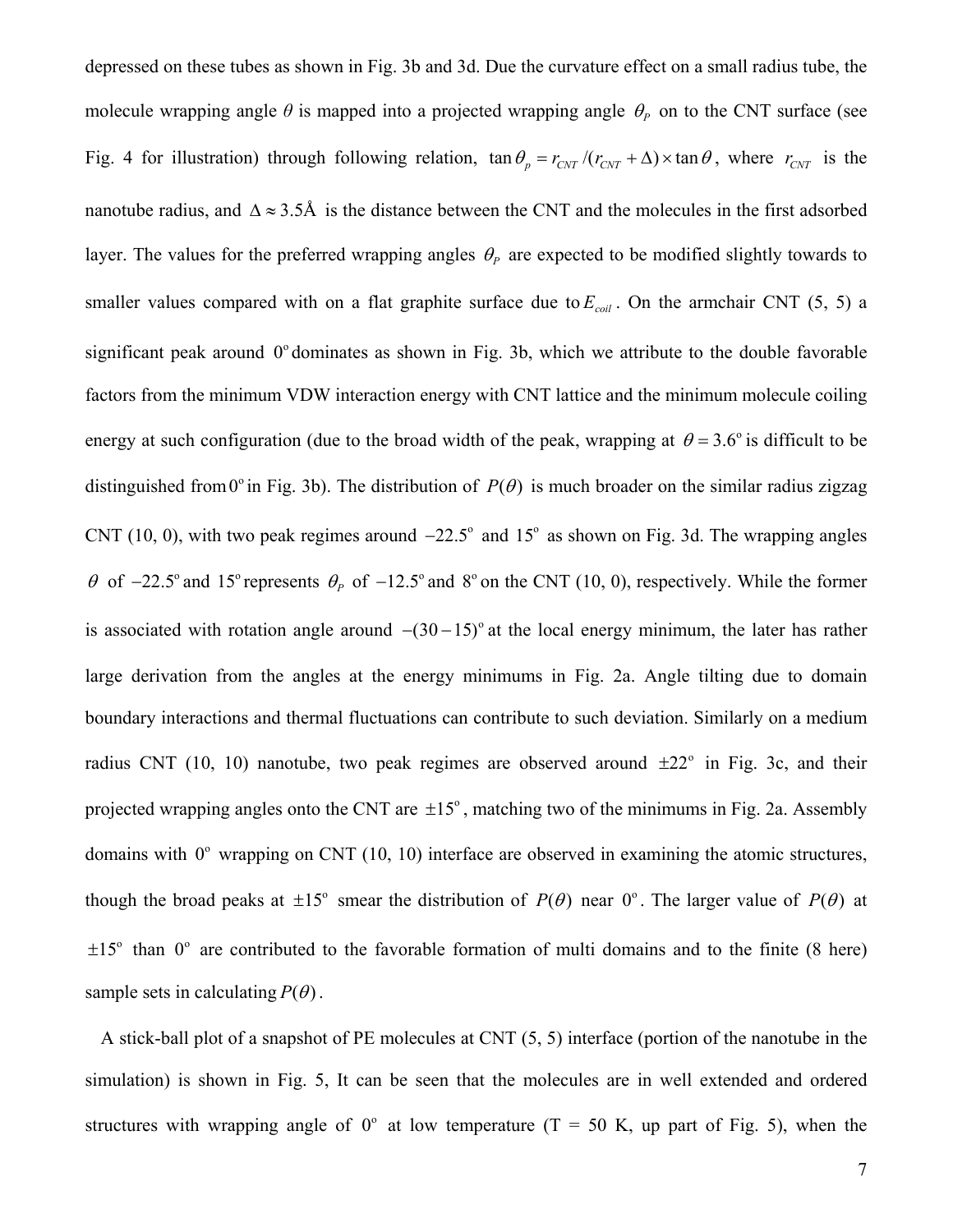depressed on these tubes as shown in Fig. 3b and 3d. Due the curvature effect on a small radius tube, the molecule wrapping angle $\theta$ is mapped into a projected wrapping angle $\theta_P$ on to the CNT surface (see Fig. 4 for illustration) through following relation, $\tan\theta_p = r_{CNT}/(r_{CNT}+\Delta)\times\tan\theta$, where $r_{CNT}$ is the nanotube radius, and $\Delta \approx 3.5\text{Å}$ is the distance between the CNT and the molecules in the first adsorbed layer. The values for the preferred wrapping angles $\theta_P$ are expected to be modified slightly towards to smaller values compared with on a flat graphite surface due to $E_{coil}$. On the armchair CNT (5, 5) a significant peak around $0^{\circ}$ dominates as shown in Fig. 3b, which we attribute to the double favorable factors from the minimum VDW interaction energy with CNT lattice and the minimum molecule coiling energy at such configuration (due to the broad width of the peak, wrapping at $\theta = 3.6^{\circ}$ is difficult to be distinguished from $0^{\circ}$ in Fig. 3b). The distribution of $P(\theta)$ is much broader on the similar radius zigzag CNT (10, 0), with two peak regimes around $-22.5^{\circ}$ and $15^{\circ}$ as shown on Fig. 3d. The wrapping angles $\theta$ of $-22.5^{\circ}$ and $15^{\circ}$ represents $\theta_P$ of $-12.5^{\circ}$ and $8^{\circ}$ on the CNT (10, 0), respectively. While the former is associated with rotation angle around $-(30-15)^{\circ}$ at the local energy minimum, the later has rather large derivation from the angles at the energy minimums in Fig. 2a. Angle tilting due to domain boundary interactions and thermal fluctuations can contribute to such deviation. Similarly on a medium radius CNT (10, 10) nanotube, two peak regimes are observed around $\pm 22^{\circ}$ in Fig. 3c, and their projected wrapping angles onto the CNT are $\pm 15^{\circ}$, matching two of the minimums in Fig. 2a. Assembly domains with $0^{\circ}$ wrapping on CNT (10, 10) interface are observed in examining the atomic structures, though the broad peaks at $\pm 15^{\circ}$ smear the distribution of $P(\theta)$ near $0^{\circ}$. The larger value of $P(\theta)$ at $\pm 15^{\circ}$ than $0^{\circ}$ are contributed to the favorable formation of multi domains and to the finite (8 here) sample sets in calculating $P(\theta)$.

A stick-ball plot of a snapshot of PE molecules at CNT (5, 5) interface (portion of the nanotube in the simulation) is shown in Fig. 5, It can be seen that the molecules are in well extended and ordered structures with wrapping angle of $0^{\circ}$ at low temperature (T = 50 K, up part of Fig. 5), when the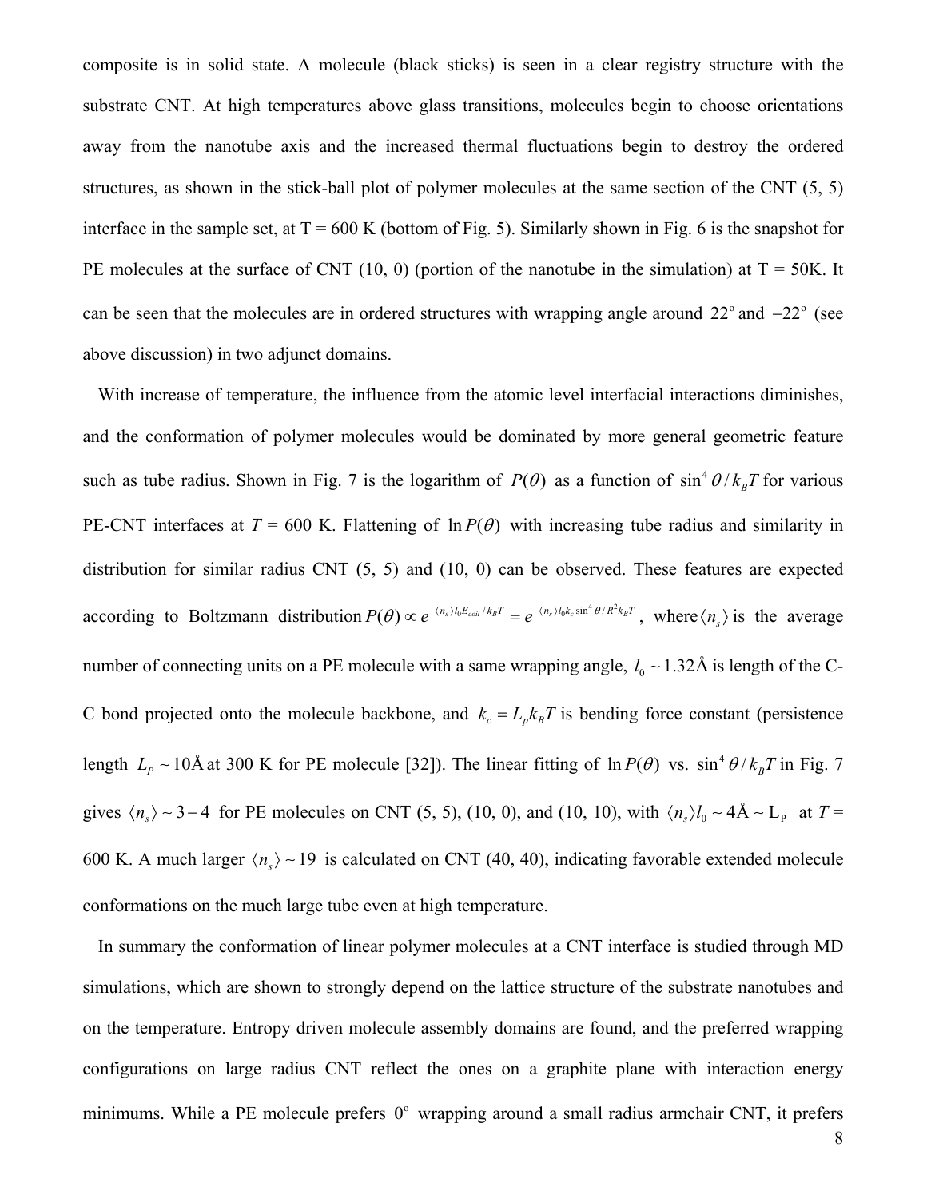composite is in solid state. A molecule (black sticks) is seen in a clear registry structure with the substrate CNT. At high temperatures above glass transitions, molecules begin to choose orientations away from the nanotube axis and the increased thermal fluctuations begin to destroy the ordered structures, as shown in the stick-ball plot of polymer molecules at the same section of the CNT (5, 5) interface in the sample set, at T = 600 K (bottom of Fig. 5). Similarly shown in Fig. 6 is the snapshot for PE molecules at the surface of CNT (10, 0) (portion of the nanotube in the simulation) at T = 50K. It can be seen that the molecules are in ordered structures with wrapping angle around $22^{\circ}$ and $-22^{\circ}$ (see above discussion) in two adjunct domains.

With increase of temperature, the influence from the atomic level interfacial interactions diminishes, and the conformation of polymer molecules would be dominated by more general geometric feature such as tube radius. Shown in Fig. 7 is the logarithm of $P(\theta)$ as a function of $\sin^4\theta / k_B T$ for various PE-CNT interfaces at $T$ = 600 K. Flattening of $\ln P(\theta)$ with increasing tube radius and similarity in distribution for similar radius CNT (5, 5) and (10, 0) can be observed. These features are expected according to Boltzmann distribution $P(\theta) \propto e^{-\langle n_s \rangle l_0 E_{coil} / k_B T} = e^{-\langle n_s \rangle l_0 k_c \sin^4\theta / R^2 k_B T}$, where $\langle n_s \rangle$ is the average number of connecting units on a PE molecule with a same wrapping angle, $l_0 \sim 1.32$Å is length of the C-C bond projected onto the molecule backbone, and $k_c = L_p k_B T$ is bending force constant (persistence length $L_P \sim 10$Å at 300 K for PE molecule [32]). The linear fitting of $\ln P(\theta)$ vs. $\sin^4\theta / k_B T$ in Fig. 7 gives $\langle n_s \rangle \sim 3-4$ for PE molecules on CNT (5, 5), (10, 0), and (10, 10), with $\langle n_s \rangle l_0 \sim 4\text{Å} \sim L_P$ at $T$ = 600 K. A much larger $\langle n_s \rangle \sim 19$ is calculated on CNT (40, 40), indicating favorable extended molecule conformations on the much large tube even at high temperature.

In summary the conformation of linear polymer molecules at a CNT interface is studied through MD simulations, which are shown to strongly depend on the lattice structure of the substrate nanotubes and on the temperature. Entropy driven molecule assembly domains are found, and the preferred wrapping configurations on large radius CNT reflect the ones on a graphite plane with interaction energy minimums. While a PE molecule prefers $0^{\circ}$ wrapping around a small radius armchair CNT, it prefers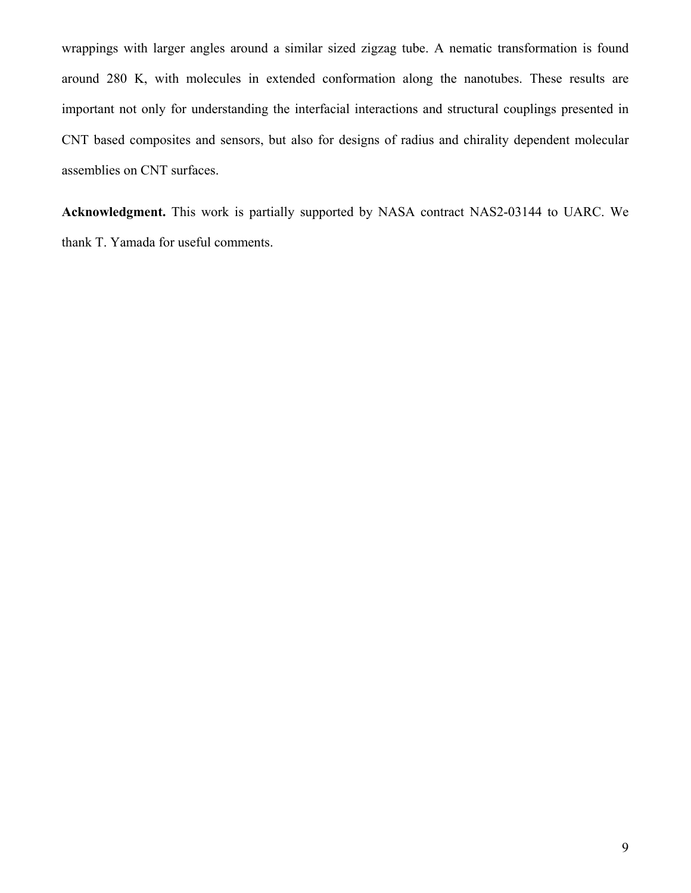wrappings with larger angles around a similar sized zigzag tube. A nematic transformation is found around 280 K, with molecules in extended conformation along the nanotubes. These results are important not only for understanding the interfacial interactions and structural couplings presented in CNT based composites and sensors, but also for designs of radius and chirality dependent molecular assemblies on CNT surfaces.

**Acknowledgment.** This work is partially supported by NASA contract NAS2-03144 to UARC. We thank T. Yamada for useful comments.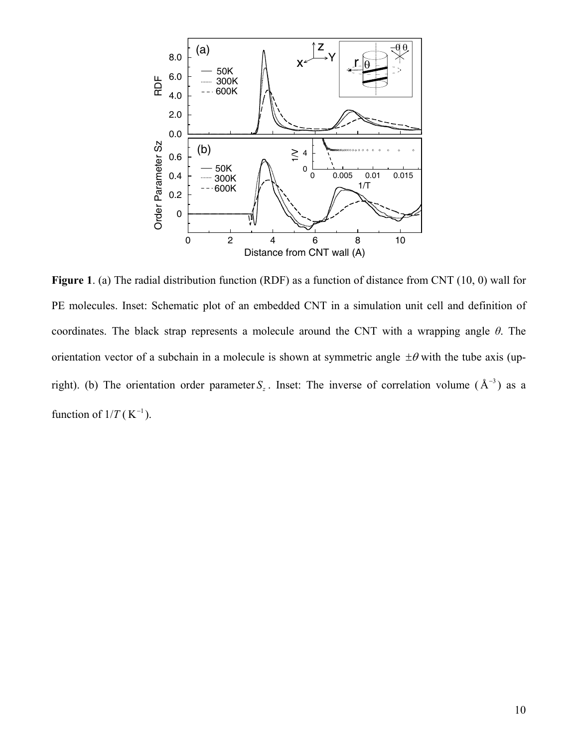**Figure 1**. (a) The radial distribution function (RDF) as a function of distance from CNT (10, 0) wall for PE molecules. Inset: Schematic plot of an embedded CNT in a simulation unit cell and definition of coordinates. The black strap represents a molecule around the CNT with a wrapping angle $\theta$. The orientation vector of a subchain in a molecule is shown at symmetric angle $\pm\theta$ with the tube axis (up-right). (b) The orientation order parameter $S_z$. Inset: The inverse of correlation volume ($\text{Å}^{-3}$) as a function of $1/T$ ($\text{K}^{-1}$).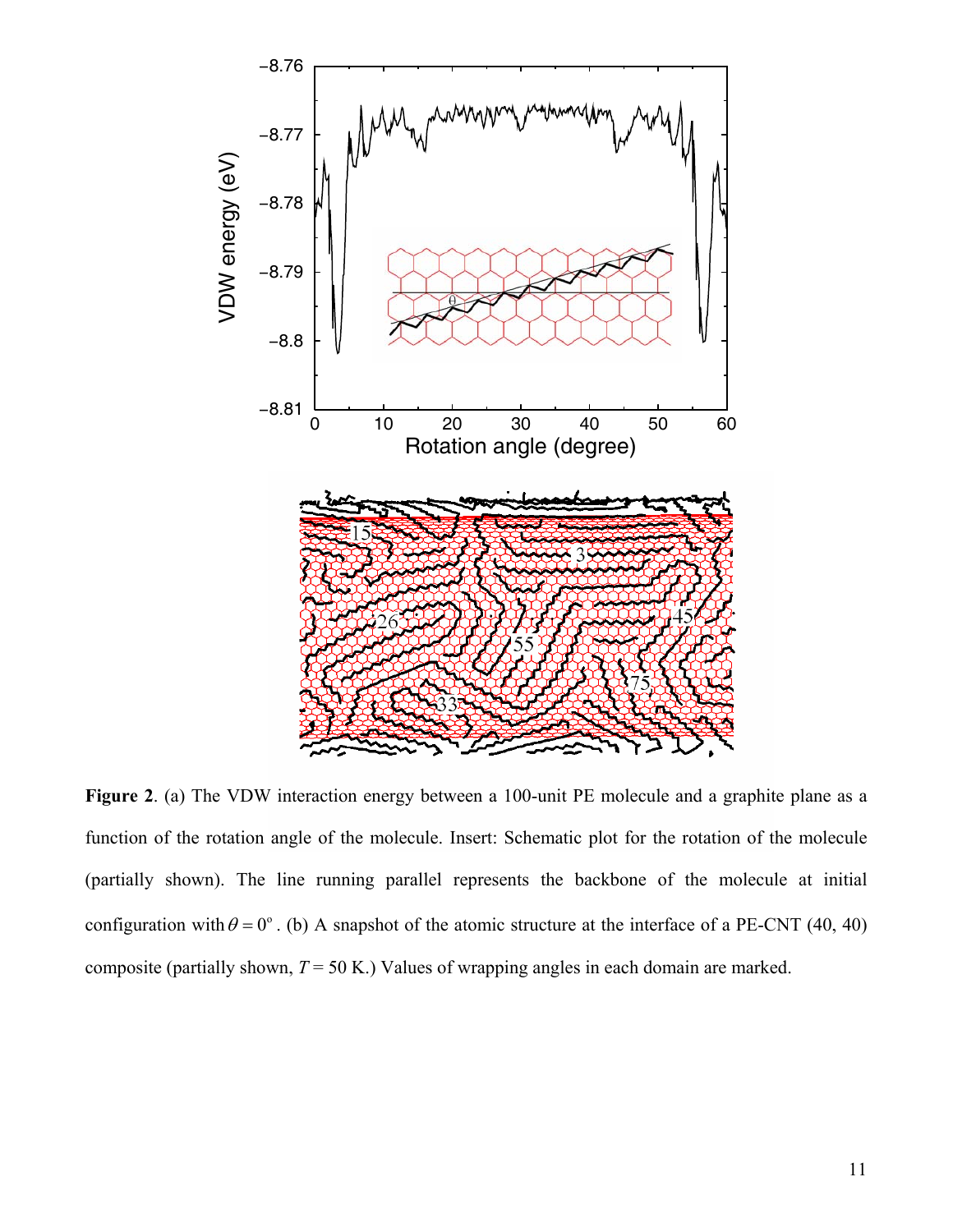**Figure 2**. (a) The VDW interaction energy between a 100-unit PE molecule and a graphite plane as a function of the rotation angle of the molecule. Insert: Schematic plot for the rotation of the molecule (partially shown). The line running parallel represents the backbone of the molecule at initial configuration with $\theta = 0^{\circ}$. (b) A snapshot of the atomic structure at the interface of a PE-CNT (40, 40) composite (partially shown, $T = 50$ K.) Values of wrapping angles in each domain are marked.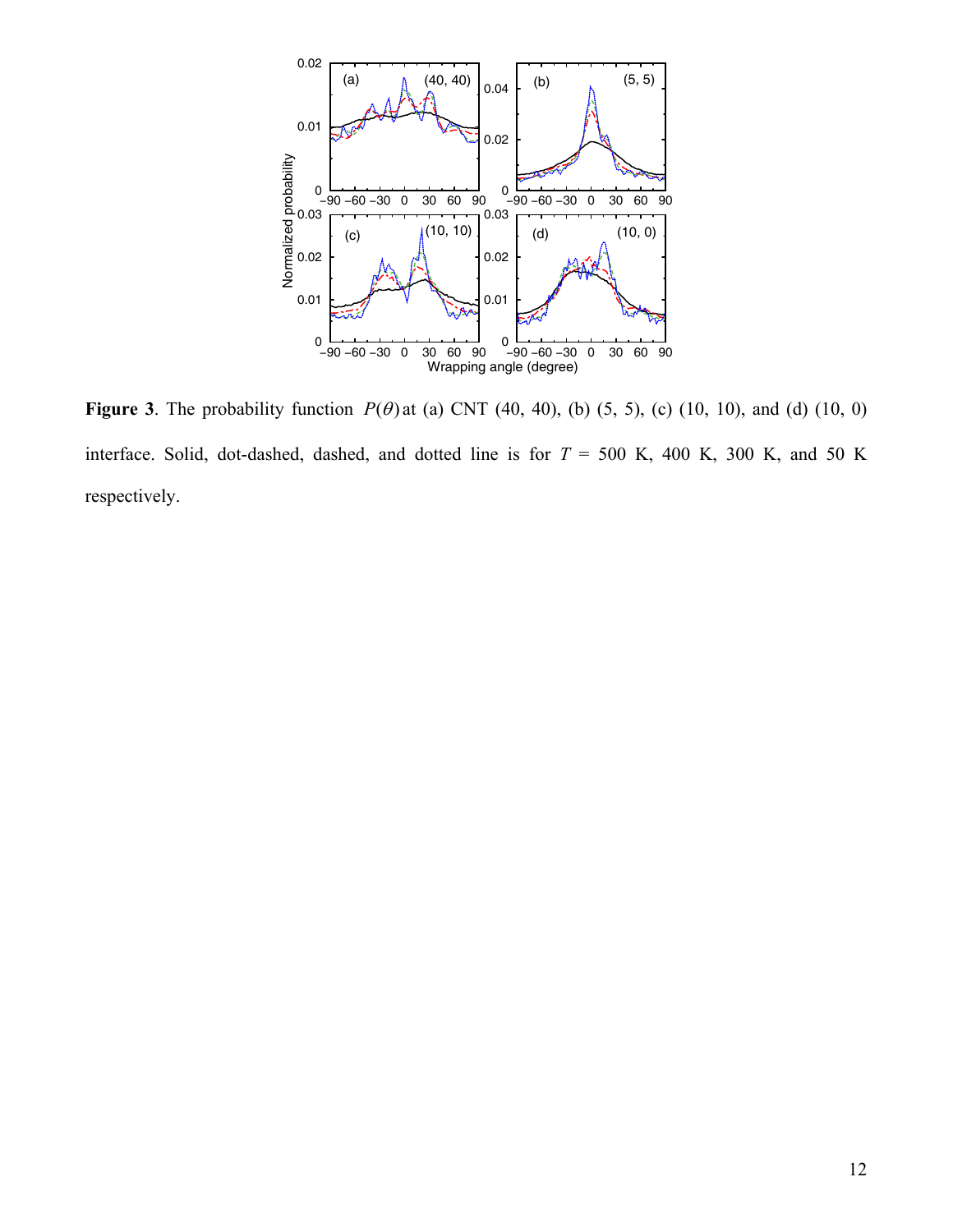**Figure 3**. The probability function $P(\theta)$ at (a) CNT (40, 40), (b) (5, 5), (c) (10, 10), and (d) (10, 0) interface. Solid, dot-dashed, dashed, and dotted line is for $T$ = 500 K, 400 K, 300 K, and 50 K respectively.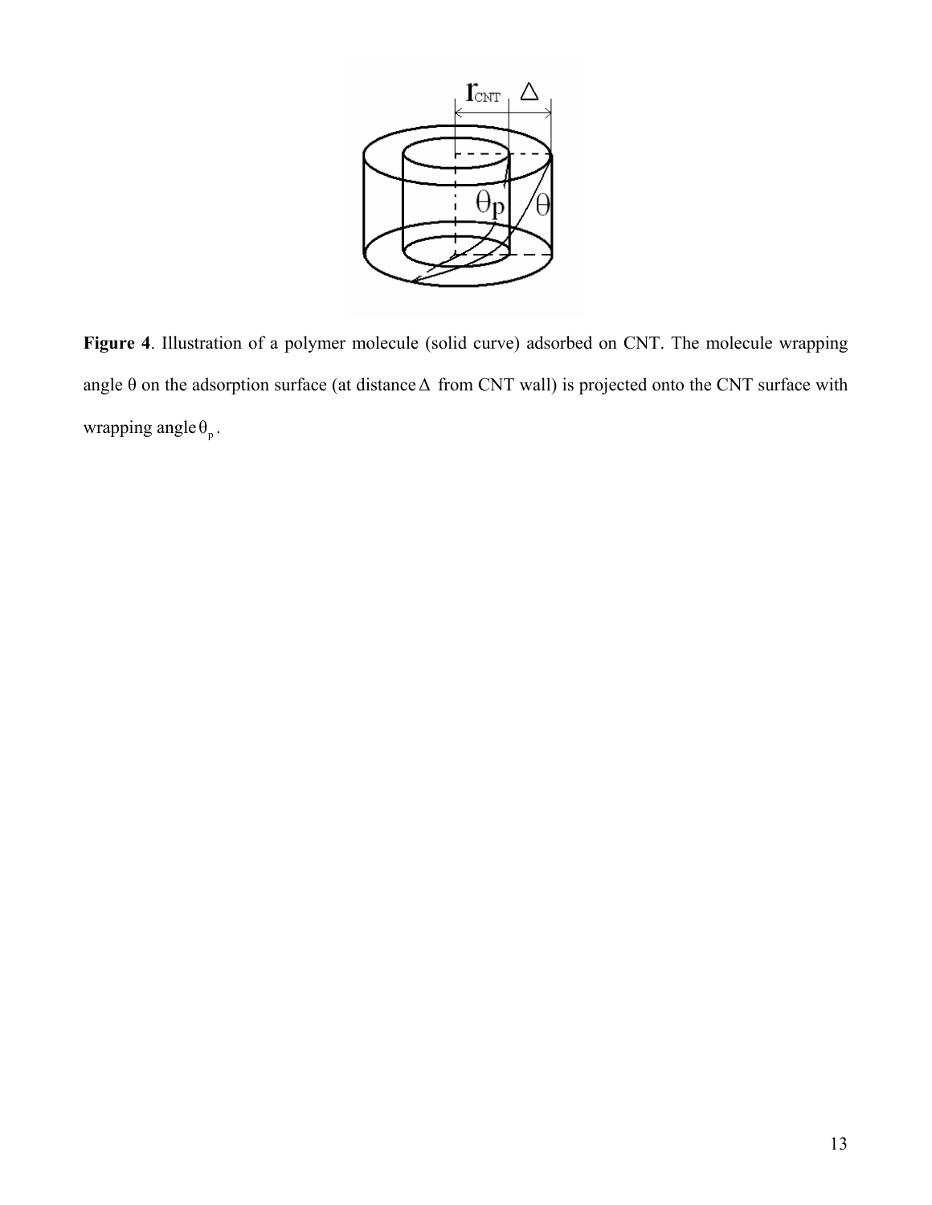**Figure 4**. Illustration of a polymer molecule (solid curve) adsorbed on CNT. The molecule wrapping angle $\theta$ on the adsorption surface (at distance $\Delta$ from CNT wall) is projected onto the CNT surface with wrapping angle $\theta_p$.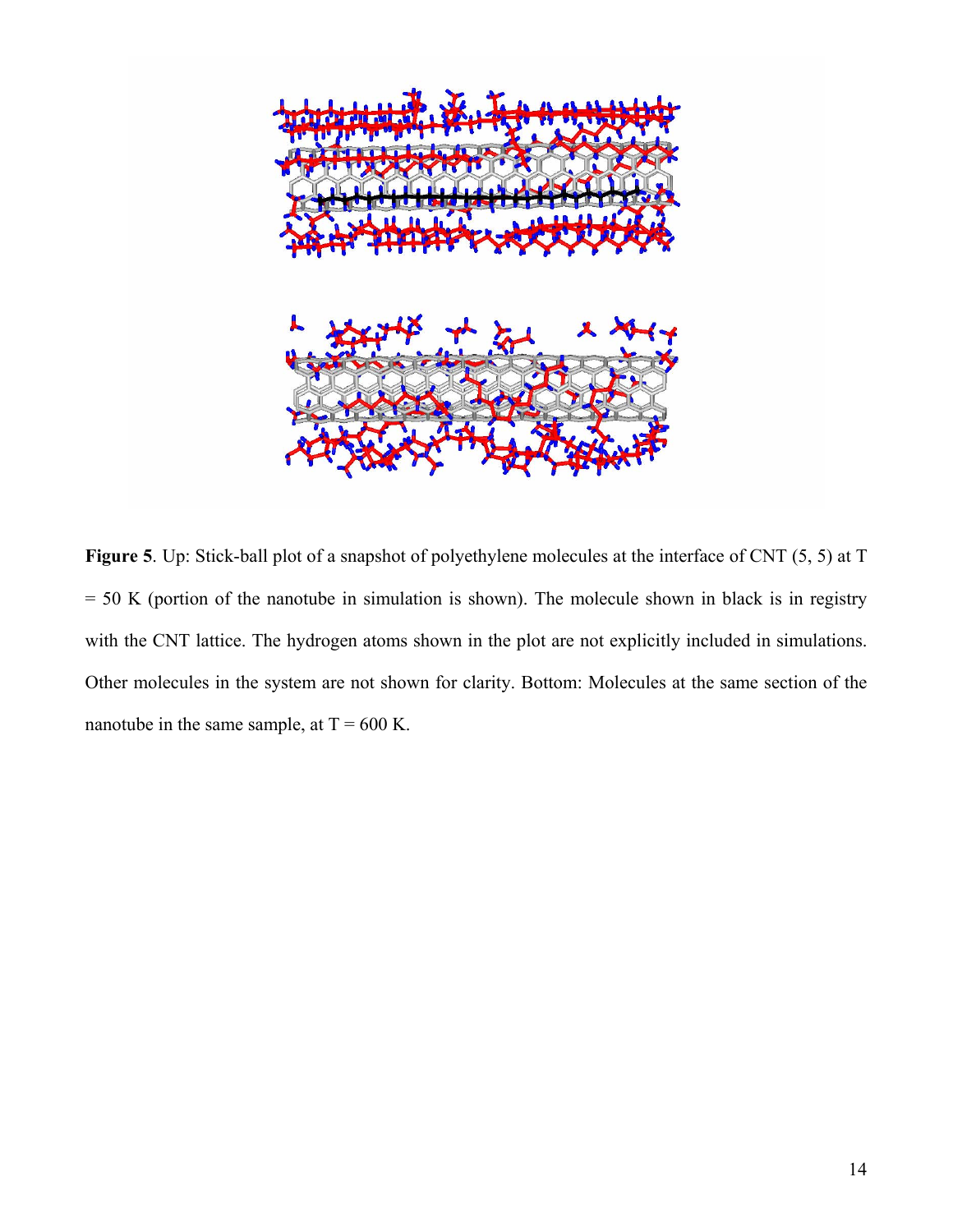**Figure 5**. Up: Stick-ball plot of a snapshot of polyethylene molecules at the interface of CNT (5, 5) at T = 50 K (portion of the nanotube in simulation is shown). The molecule shown in black is in registry with the CNT lattice. The hydrogen atoms shown in the plot are not explicitly included in simulations. Other molecules in the system are not shown for clarity. Bottom: Molecules at the same section of the nanotube in the same sample, at T = 600 K.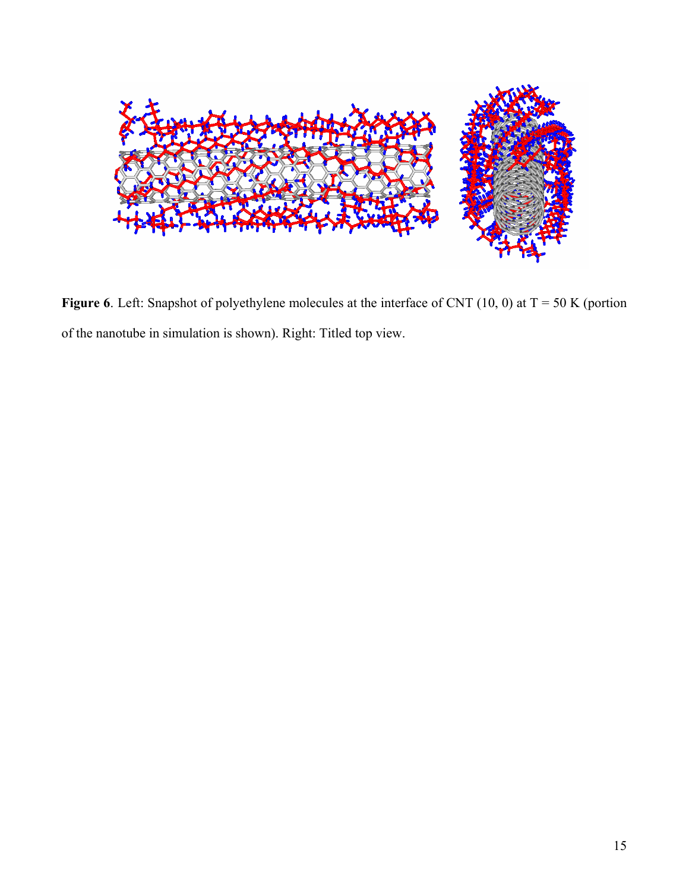**Figure 6**. Left: Snapshot of polyethylene molecules at the interface of CNT (10, 0) at T = 50 K (portion of the nanotube in simulation is shown). Right: Titled top view.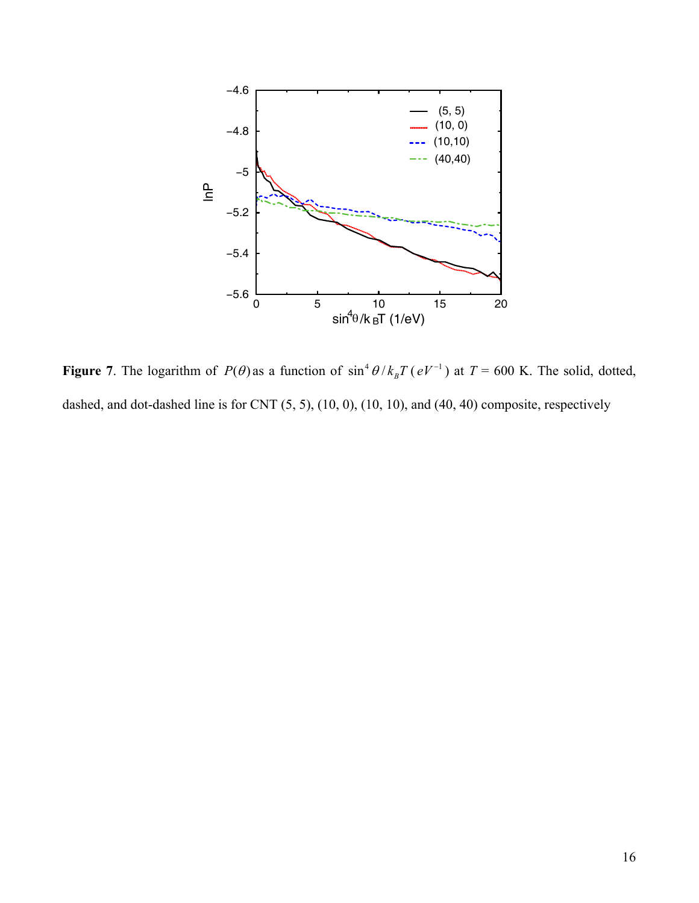**Figure 7**. The logarithm of $P(\theta)$ as a function of $\sin^4\theta / k_B T$ ($eV^{-1}$) at $T$ = 600 K. The solid, dotted, dashed, and dot-dashed line is for CNT (5, 5), (10, 0), (10, 10), and (40, 40) composite, respectively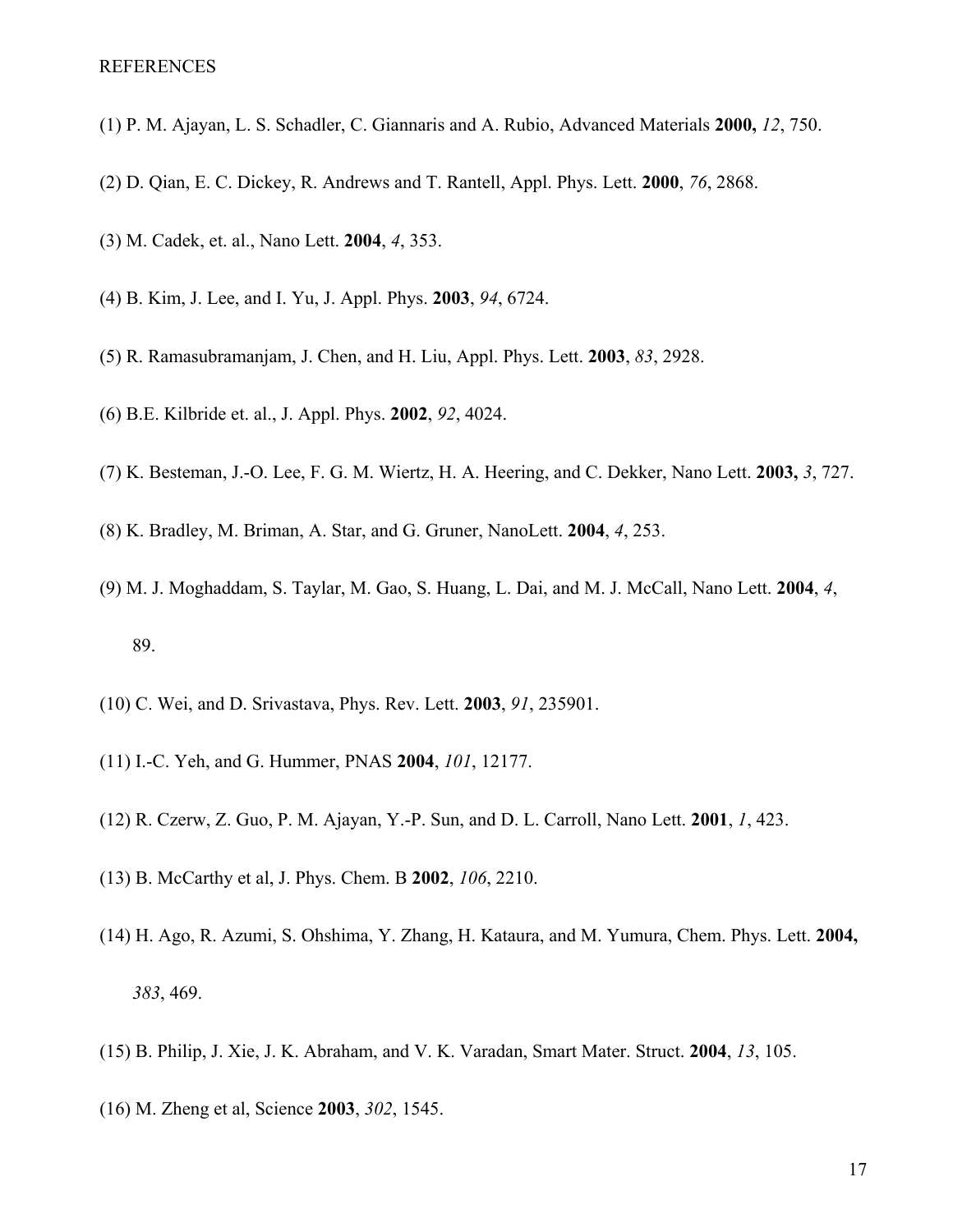REFERENCES

(1) P. M. Ajayan, L. S. Schadler, C. Giannaris and A. Rubio, Advanced Materials **2000,** *12*, 750.

(2) D. Qian, E. C. Dickey, R. Andrews and T. Rantell, Appl. Phys. Lett. **2000**, *76*, 2868.

(3) M. Cadek, et. al., Nano Lett. **2004**, *4*, 353.

(4) B. Kim, J. Lee, and I. Yu, J. Appl. Phys. **2003**, *94*, 6724.

(5) R. Ramasubramanjam, J. Chen, and H. Liu, Appl. Phys. Lett. **2003**, *83*, 2928.

(6) B.E. Kilbride et. al., J. Appl. Phys. **2002**, *92*, 4024.

(7) K. Besteman, J.-O. Lee, F. G. M. Wiertz, H. A. Heering, and C. Dekker, Nano Lett. **2003,** *3*, 727.

(8) K. Bradley, M. Briman, A. Star, and G. Gruner, NanoLett. **2004**, *4*, 253.

(9) M. J. Moghaddam, S. Taylar, M. Gao, S. Huang, L. Dai, and M. J. McCall, Nano Lett. **2004**, *4*, 89.

(10) C. Wei, and D. Srivastava, Phys. Rev. Lett. **2003**, *91*, 235901.

(11) I.-C. Yeh, and G. Hummer, PNAS **2004**, *101*, 12177.

(12) R. Czerw, Z. Guo, P. M. Ajayan, Y.-P. Sun, and D. L. Carroll, Nano Lett. **2001**, *1*, 423.

(13) B. McCarthy et al, J. Phys. Chem. B **2002**, *106*, 2210.

(14) H. Ago, R. Azumi, S. Ohshima, Y. Zhang, H. Kataura, and M. Yumura, Chem. Phys. Lett. **2004,** *383*, 469.

(15) B. Philip, J. Xie, J. K. Abraham, and V. K. Varadan, Smart Mater. Struct. **2004**, *13*, 105.

(16) M. Zheng et al, Science **2003**, *302*, 1545.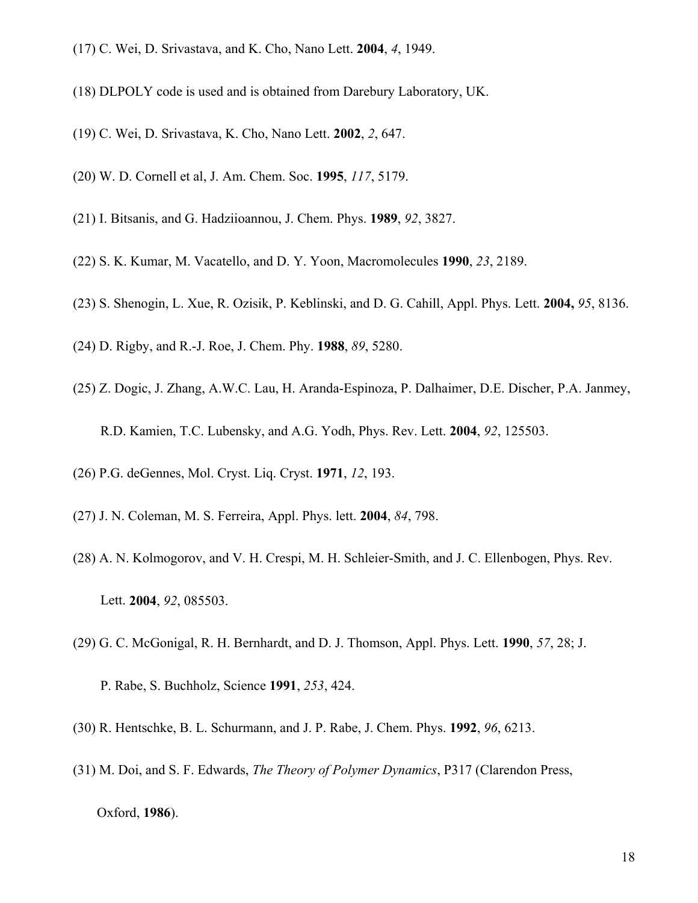(17) C. Wei, D. Srivastava, and K. Cho, Nano Lett. **2004**, *4*, 1949.

(18) DLPOLY code is used and is obtained from Darebury Laboratory, UK.

(19) C. Wei, D. Srivastava, K. Cho, Nano Lett. **2002**, *2*, 647.

(20) W. D. Cornell et al, J. Am. Chem. Soc. **1995**, *117*, 5179.

(21) I. Bitsanis, and G. Hadziioannou, J. Chem. Phys. **1989**, *92*, 3827.

(22) S. K. Kumar, M. Vacatello, and D. Y. Yoon, Macromolecules **1990**, *23*, 2189.

(23) S. Shenogin, L. Xue, R. Ozisik, P. Keblinski, and D. G. Cahill, Appl. Phys. Lett. **2004,** *95*, 8136.

(24) D. Rigby, and R.-J. Roe, J. Chem. Phy. **1988**, *89*, 5280.

(25) Z. Dogic, J. Zhang, A.W.C. Lau, H. Aranda-Espinoza, P. Dalhaimer, D.E. Discher, P.A. Janmey, R.D. Kamien, T.C. Lubensky, and A.G. Yodh, Phys. Rev. Lett. **2004**, *92*, 125503.

(26) P.G. deGennes, Mol. Cryst. Liq. Cryst. **1971**, *12*, 193.

(27) J. N. Coleman, M. S. Ferreira, Appl. Phys. lett. **2004**, *84*, 798.

(28) A. N. Kolmogorov, and V. H. Crespi, M. H. Schleier-Smith, and J. C. Ellenbogen, Phys. Rev. Lett. **2004**, *92*, 085503.

(29) G. C. McGonigal, R. H. Bernhardt, and D. J. Thomson, Appl. Phys. Lett. **1990**, *57*, 28; J. P. Rabe, S. Buchholz, Science **1991**, *253*, 424.

(30) R. Hentschke, B. L. Schurmann, and J. P. Rabe, J. Chem. Phys. **1992**, *96*, 6213.

(31) M. Doi, and S. F. Edwards, *The Theory of Polymer Dynamics*, P317 (Clarendon Press, Oxford, **1986**).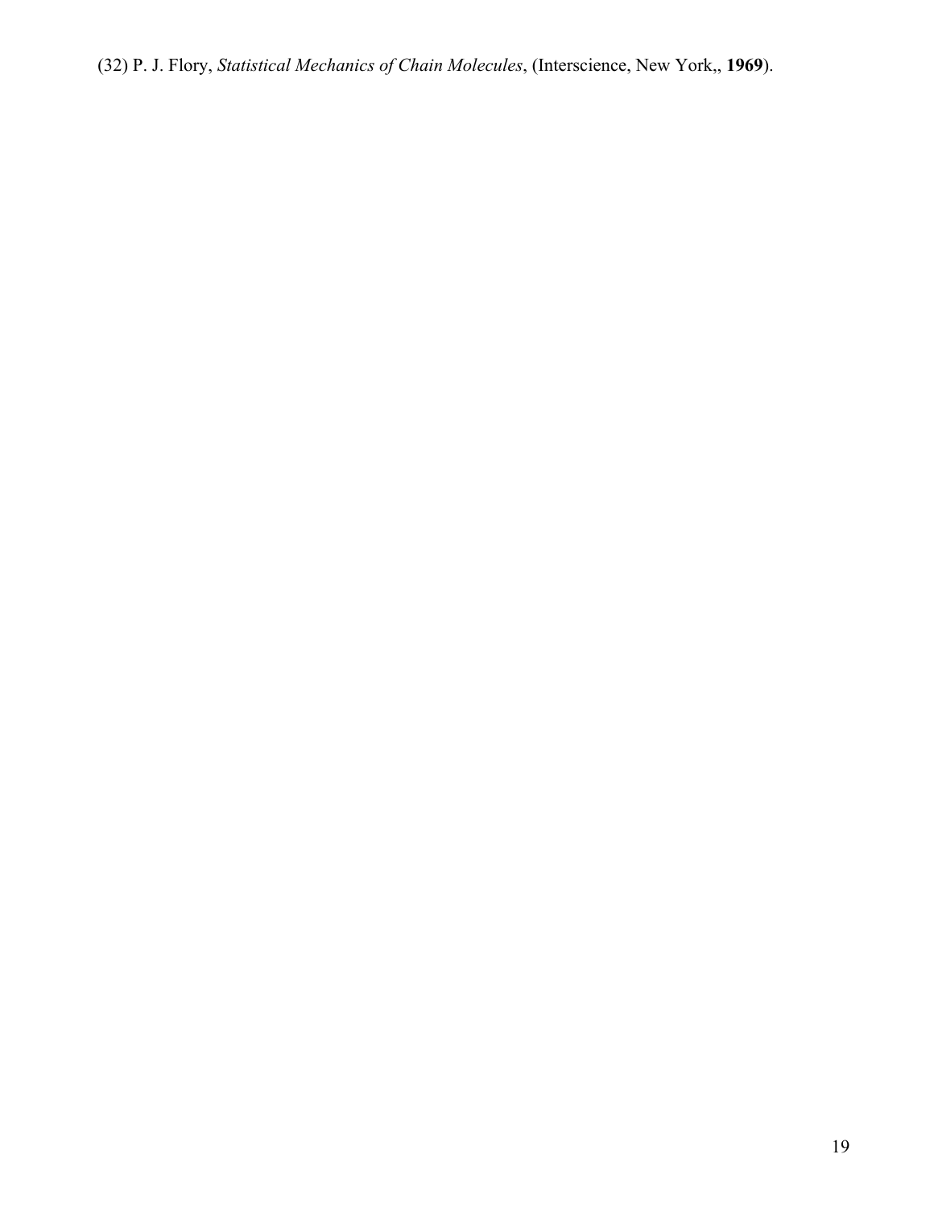(32) P. J. Flory, *Statistical Mechanics of Chain Molecules*, (Interscience, New York,, **1969**).